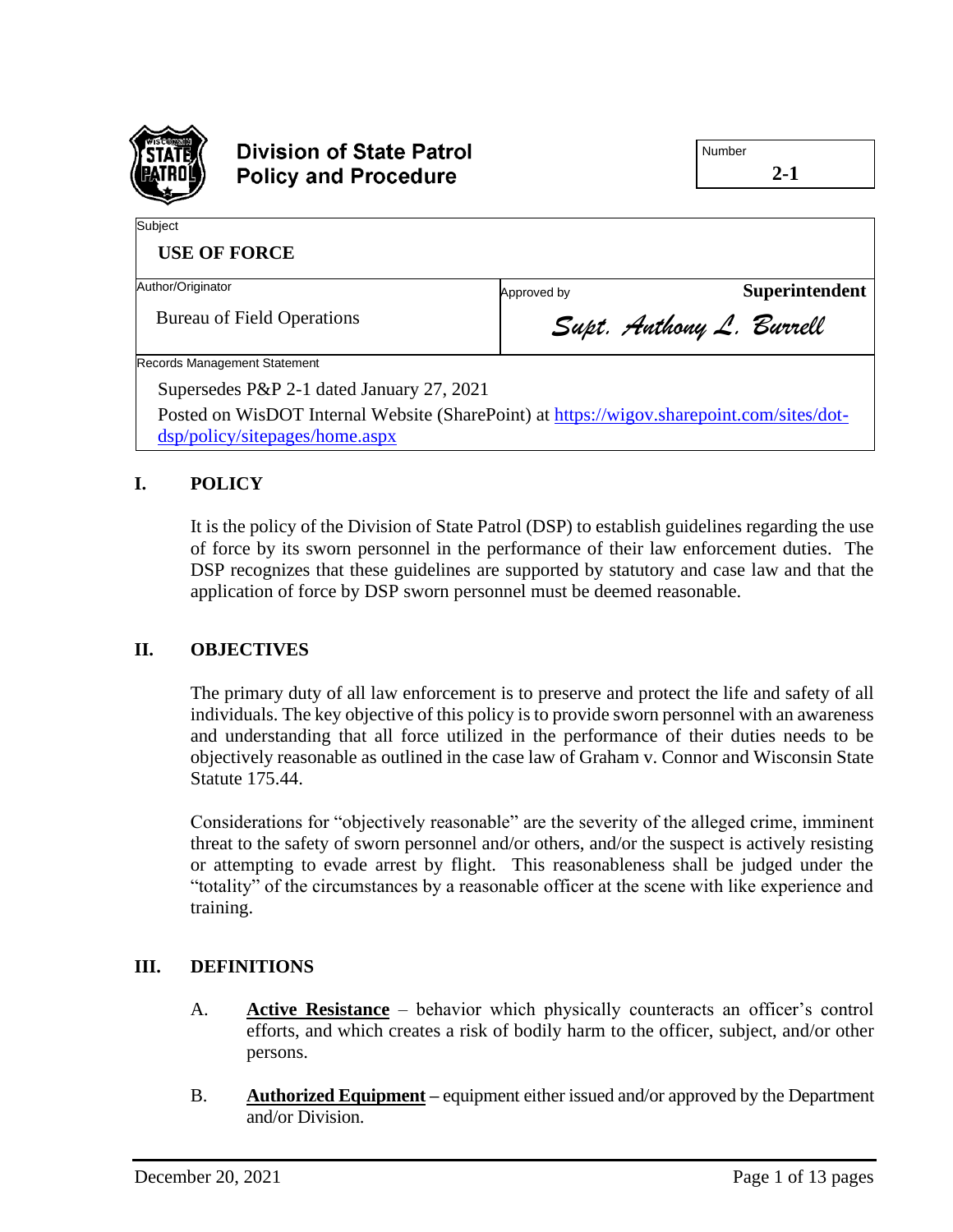# Division of State Patrol Policy and Procedure

| Number |
| --- |
| **2-1** |

| Subject | |
| --- | --- |
| **USE OF FORCE** | |
| Author/Originator | Approved by **Superintendent** |
| Bureau of Field Operations | *Supt. Anthony L. Burrell* |

Records Management Statement

Supersedes P&P 2-1 dated January 27, 2021

Posted on WisDOT Internal Website (SharePoint) at [https://wigov.sharepoint.com/sites/dot-dsp/policy/sitepages/home.aspx](https://wigov.sharepoint.com/sites/dot-dsp/policy/sitepages/home.aspx)

## I. POLICY

It is the policy of the Division of State Patrol (DSP) to establish guidelines regarding the use of force by its sworn personnel in the performance of their law enforcement duties. The DSP recognizes that these guidelines are supported by statutory and case law and that the application of force by DSP sworn personnel must be deemed reasonable.

## II. OBJECTIVES

The primary duty of all law enforcement is to preserve and protect the life and safety of all individuals. The key objective of this policy is to provide sworn personnel with an awareness and understanding that all force utilized in the performance of their duties needs to be objectively reasonable as outlined in the case law of Graham v. Connor and Wisconsin State Statute 175.44.

Considerations for "objectively reasonable" are the severity of the alleged crime, imminent threat to the safety of sworn personnel and/or others, and/or the suspect is actively resisting or attempting to evade arrest by flight. This reasonableness shall be judged under the "totality" of the circumstances by a reasonable officer at the scene with like experience and training.

## III. DEFINITIONS

A. **Active Resistance** – behavior which physically counteracts an officer's control efforts, and which creates a risk of bodily harm to the officer, subject, and/or other persons.

B. **Authorized Equipment –** equipment either issued and/or approved by the Department and/or Division.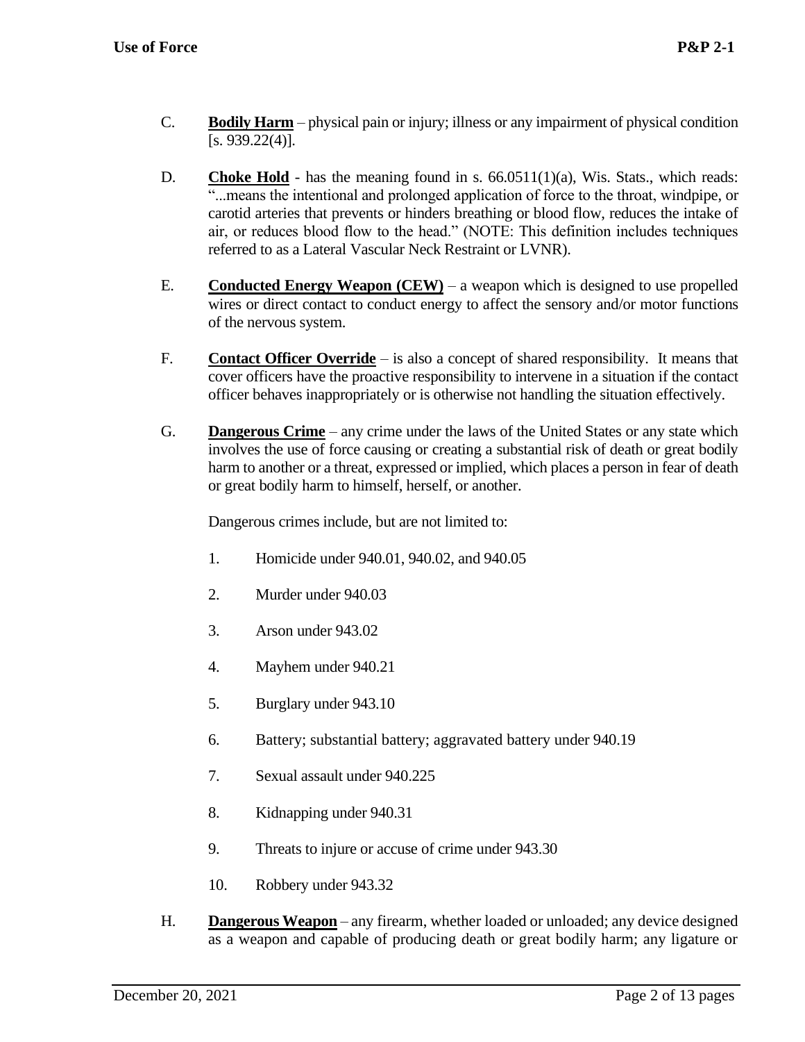C. **Bodily Harm** – physical pain or injury; illness or any impairment of physical condition [s. 939.22(4)].

D. **Choke Hold** - has the meaning found in s. 66.0511(1)(a), Wis. Stats., which reads: "...means the intentional and prolonged application of force to the throat, windpipe, or carotid arteries that prevents or hinders breathing or blood flow, reduces the intake of air, or reduces blood flow to the head." (NOTE: This definition includes techniques referred to as a Lateral Vascular Neck Restraint or LVNR).

E. **Conducted Energy Weapon (CEW)** – a weapon which is designed to use propelled wires or direct contact to conduct energy to affect the sensory and/or motor functions of the nervous system.

F. **Contact Officer Override** – is also a concept of shared responsibility. It means that cover officers have the proactive responsibility to intervene in a situation if the contact officer behaves inappropriately or is otherwise not handling the situation effectively.

G. **Dangerous Crime** – any crime under the laws of the United States or any state which involves the use of force causing or creating a substantial risk of death or great bodily harm to another or a threat, expressed or implied, which places a person in fear of death or great bodily harm to himself, herself, or another.

   Dangerous crimes include, but are not limited to:

   1. Homicide under 940.01, 940.02, and 940.05
   2. Murder under 940.03
   3. Arson under 943.02
   4. Mayhem under 940.21
   5. Burglary under 943.10
   6. Battery; substantial battery; aggravated battery under 940.19
   7. Sexual assault under 940.225
   8. Kidnapping under 940.31
   9. Threats to injure or accuse of crime under 943.30
   10. Robbery under 943.32

H. **Dangerous Weapon** – any firearm, whether loaded or unloaded; any device designed as a weapon and capable of producing death or great bodily harm; any ligature or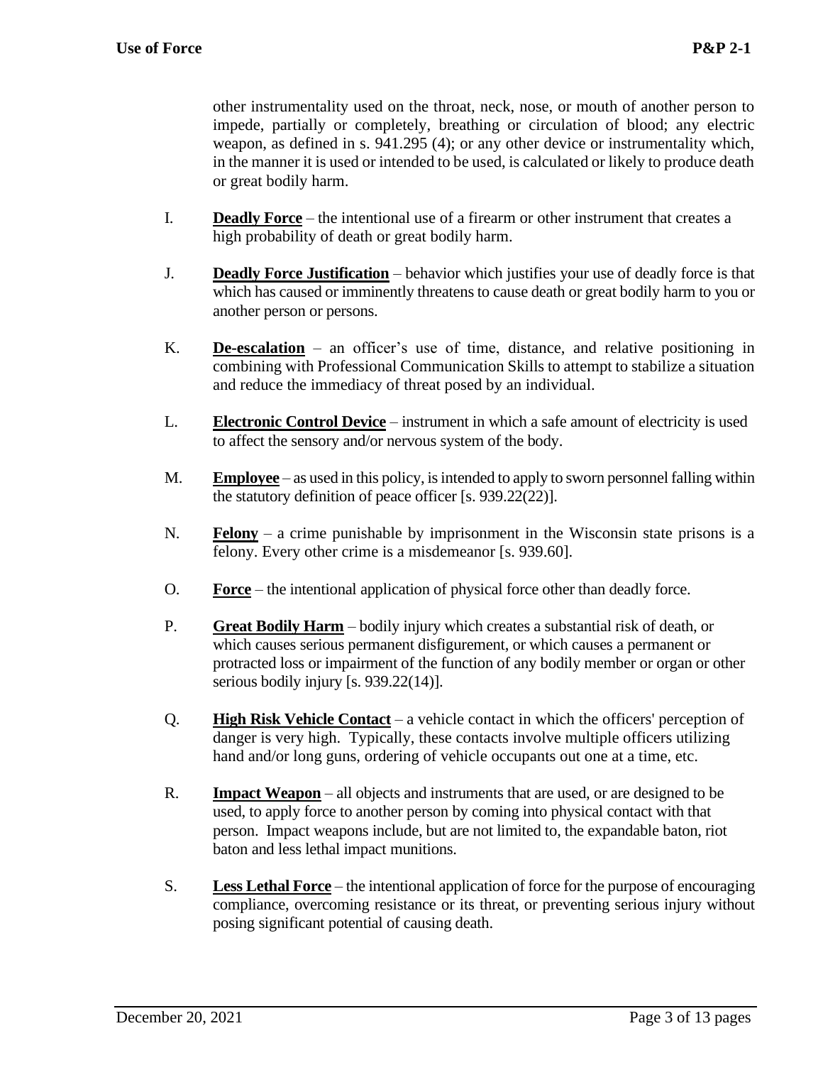other instrumentality used on the throat, neck, nose, or mouth of another person to impede, partially or completely, breathing or circulation of blood; any electric weapon, as defined in s. 941.295 (4); or any other device or instrumentality which, in the manner it is used or intended to be used, is calculated or likely to produce death or great bodily harm.

I. **Deadly Force** – the intentional use of a firearm or other instrument that creates a high probability of death or great bodily harm.

J. **Deadly Force Justification** – behavior which justifies your use of deadly force is that which has caused or imminently threatens to cause death or great bodily harm to you or another person or persons.

K. **De-escalation** – an officer's use of time, distance, and relative positioning in combining with Professional Communication Skills to attempt to stabilize a situation and reduce the immediacy of threat posed by an individual.

L. **Electronic Control Device** – instrument in which a safe amount of electricity is used to affect the sensory and/or nervous system of the body.

M. **Employee** – as used in this policy, is intended to apply to sworn personnel falling within the statutory definition of peace officer [s. 939.22(22)].

N. **Felony** – a crime punishable by imprisonment in the Wisconsin state prisons is a felony. Every other crime is a misdemeanor [s. 939.60].

O. **Force** – the intentional application of physical force other than deadly force.

P. **Great Bodily Harm** – bodily injury which creates a substantial risk of death, or which causes serious permanent disfigurement, or which causes a permanent or protracted loss or impairment of the function of any bodily member or organ or other serious bodily injury [s. 939.22(14)].

Q. **High Risk Vehicle Contact** – a vehicle contact in which the officers' perception of danger is very high. Typically, these contacts involve multiple officers utilizing hand and/or long guns, ordering of vehicle occupants out one at a time, etc.

R. **Impact Weapon** – all objects and instruments that are used, or are designed to be used, to apply force to another person by coming into physical contact with that person. Impact weapons include, but are not limited to, the expandable baton, riot baton and less lethal impact munitions.

S. **Less Lethal Force** – the intentional application of force for the purpose of encouraging compliance, overcoming resistance or its threat, or preventing serious injury without posing significant potential of causing death.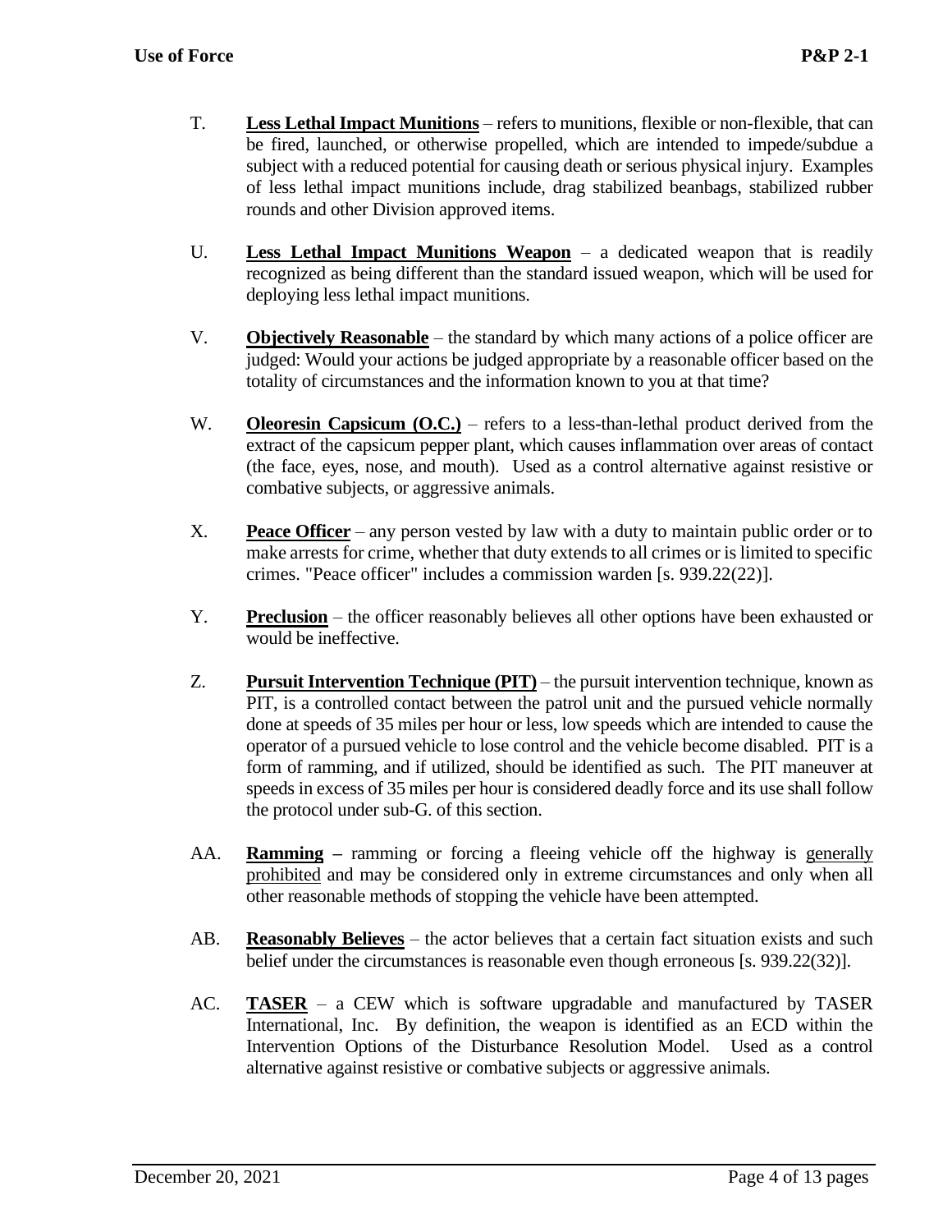T. **Less Lethal Impact Munitions** – refers to munitions, flexible or non-flexible, that can be fired, launched, or otherwise propelled, which are intended to impede/subdue a subject with a reduced potential for causing death or serious physical injury. Examples of less lethal impact munitions include, drag stabilized beanbags, stabilized rubber rounds and other Division approved items.

U. **Less Lethal Impact Munitions Weapon** – a dedicated weapon that is readily recognized as being different than the standard issued weapon, which will be used for deploying less lethal impact munitions.

V. **Objectively Reasonable** – the standard by which many actions of a police officer are judged: Would your actions be judged appropriate by a reasonable officer based on the totality of circumstances and the information known to you at that time?

W. **Oleoresin Capsicum (O.C.)** – refers to a less-than-lethal product derived from the extract of the capsicum pepper plant, which causes inflammation over areas of contact (the face, eyes, nose, and mouth). Used as a control alternative against resistive or combative subjects, or aggressive animals.

X. **Peace Officer** – any person vested by law with a duty to maintain public order or to make arrests for crime, whether that duty extends to all crimes or is limited to specific crimes. "Peace officer" includes a commission warden [s. 939.22(22)].

Y. **Preclusion** – the officer reasonably believes all other options have been exhausted or would be ineffective.

Z. **Pursuit Intervention Technique (PIT)** – the pursuit intervention technique, known as PIT, is a controlled contact between the patrol unit and the pursued vehicle normally done at speeds of 35 miles per hour or less, low speeds which are intended to cause the operator of a pursued vehicle to lose control and the vehicle become disabled. PIT is a form of ramming, and if utilized, should be identified as such. The PIT maneuver at speeds in excess of 35 miles per hour is considered deadly force and its use shall follow the protocol under sub-G. of this section.

AA. **Ramming –** ramming or forcing a fleeing vehicle off the highway is generally prohibited and may be considered only in extreme circumstances and only when all other reasonable methods of stopping the vehicle have been attempted.

AB. **Reasonably Believes** – the actor believes that a certain fact situation exists and such belief under the circumstances is reasonable even though erroneous [s. 939.22(32)].

AC. **TASER** – a CEW which is software upgradable and manufactured by TASER International, Inc. By definition, the weapon is identified as an ECD within the Intervention Options of the Disturbance Resolution Model. Used as a control alternative against resistive or combative subjects or aggressive animals.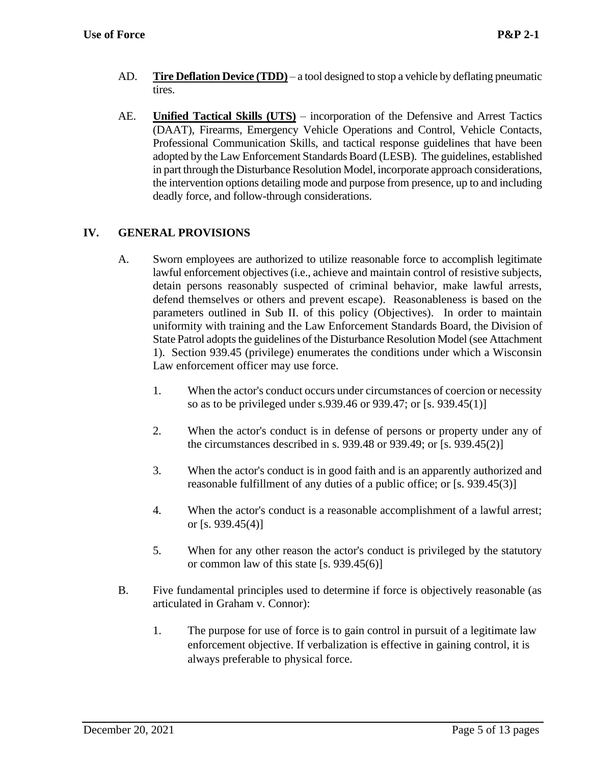AD. **Tire Deflation Device (TDD)** – a tool designed to stop a vehicle by deflating pneumatic tires.

AE. **Unified Tactical Skills (UTS)** – incorporation of the Defensive and Arrest Tactics (DAAT), Firearms, Emergency Vehicle Operations and Control, Vehicle Contacts, Professional Communication Skills, and tactical response guidelines that have been adopted by the Law Enforcement Standards Board (LESB). The guidelines, established in part through the Disturbance Resolution Model, incorporate approach considerations, the intervention options detailing mode and purpose from presence, up to and including deadly force, and follow-through considerations.

## IV. GENERAL PROVISIONS

A. Sworn employees are authorized to utilize reasonable force to accomplish legitimate lawful enforcement objectives (i.e., achieve and maintain control of resistive subjects, detain persons reasonably suspected of criminal behavior, make lawful arrests, defend themselves or others and prevent escape). Reasonableness is based on the parameters outlined in Sub II. of this policy (Objectives). In order to maintain uniformity with training and the Law Enforcement Standards Board, the Division of State Patrol adopts the guidelines of the Disturbance Resolution Model (see Attachment 1). Section 939.45 (privilege) enumerates the conditions under which a Wisconsin Law enforcement officer may use force.

1. When the actor's conduct occurs under circumstances of coercion or necessity so as to be privileged under s.939.46 or 939.47; or [s. 939.45(1)]

2. When the actor's conduct is in defense of persons or property under any of the circumstances described in s. 939.48 or 939.49; or [s. 939.45(2)]

3. When the actor's conduct is in good faith and is an apparently authorized and reasonable fulfillment of any duties of a public office; or [s. 939.45(3)]

4. When the actor's conduct is a reasonable accomplishment of a lawful arrest; or [s. 939.45(4)]

5. When for any other reason the actor's conduct is privileged by the statutory or common law of this state [s. 939.45(6)]

B. Five fundamental principles used to determine if force is objectively reasonable (as articulated in Graham v. Connor):

1. The purpose for use of force is to gain control in pursuit of a legitimate law enforcement objective. If verbalization is effective in gaining control, it is always preferable to physical force.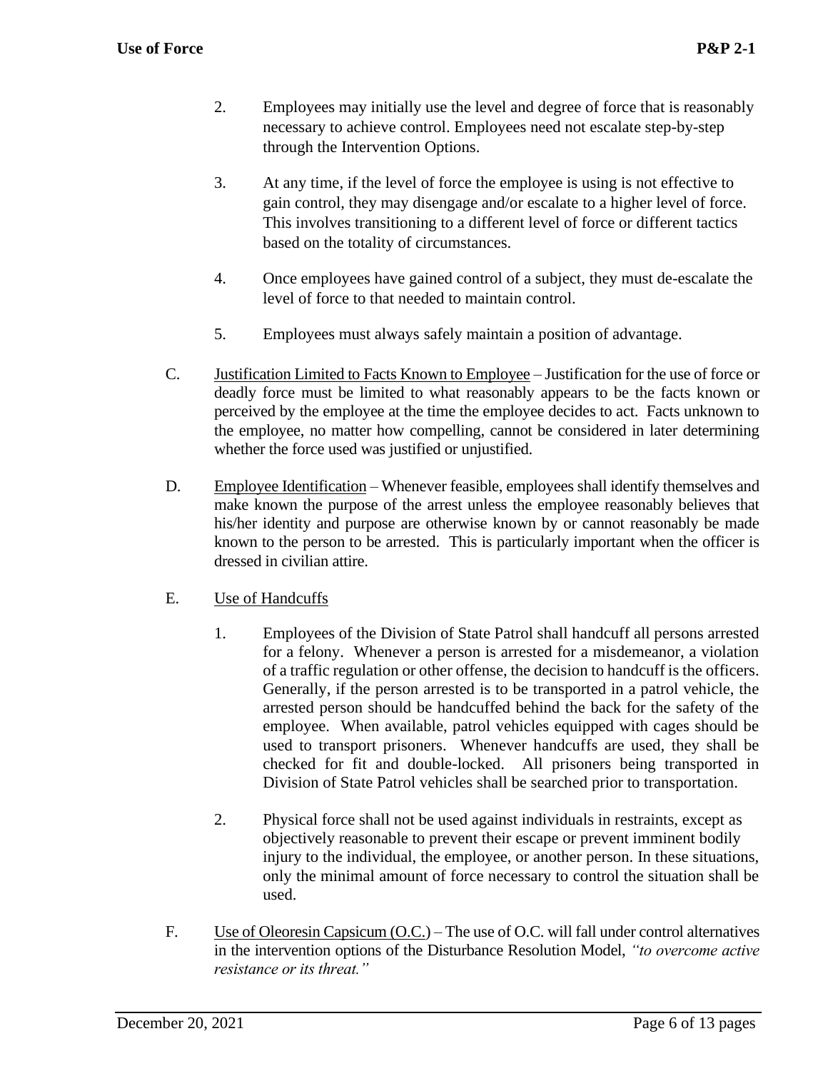2. Employees may initially use the level and degree of force that is reasonably necessary to achieve control. Employees need not escalate step-by-step through the Intervention Options.

3. At any time, if the level of force the employee is using is not effective to gain control, they may disengage and/or escalate to a higher level of force. This involves transitioning to a different level of force or different tactics based on the totality of circumstances.

4. Once employees have gained control of a subject, they must de-escalate the level of force to that needed to maintain control.

5. Employees must always safely maintain a position of advantage.

C. Justification Limited to Facts Known to Employee – Justification for the use of force or deadly force must be limited to what reasonably appears to be the facts known or perceived by the employee at the time the employee decides to act. Facts unknown to the employee, no matter how compelling, cannot be considered in later determining whether the force used was justified or unjustified.

D. Employee Identification – Whenever feasible, employees shall identify themselves and make known the purpose of the arrest unless the employee reasonably believes that his/her identity and purpose are otherwise known by or cannot reasonably be made known to the person to be arrested. This is particularly important when the officer is dressed in civilian attire.

E. Use of Handcuffs

1. Employees of the Division of State Patrol shall handcuff all persons arrested for a felony. Whenever a person is arrested for a misdemeanor, a violation of a traffic regulation or other offense, the decision to handcuff is the officers. Generally, if the person arrested is to be transported in a patrol vehicle, the arrested person should be handcuffed behind the back for the safety of the employee. When available, patrol vehicles equipped with cages should be used to transport prisoners. Whenever handcuffs are used, they shall be checked for fit and double-locked. All prisoners being transported in Division of State Patrol vehicles shall be searched prior to transportation.

2. Physical force shall not be used against individuals in restraints, except as objectively reasonable to prevent their escape or prevent imminent bodily injury to the individual, the employee, or another person. In these situations, only the minimal amount of force necessary to control the situation shall be used.

F. Use of Oleoresin Capsicum (O.C.) – The use of O.C. will fall under control alternatives in the intervention options of the Disturbance Resolution Model, *"to overcome active resistance or its threat."*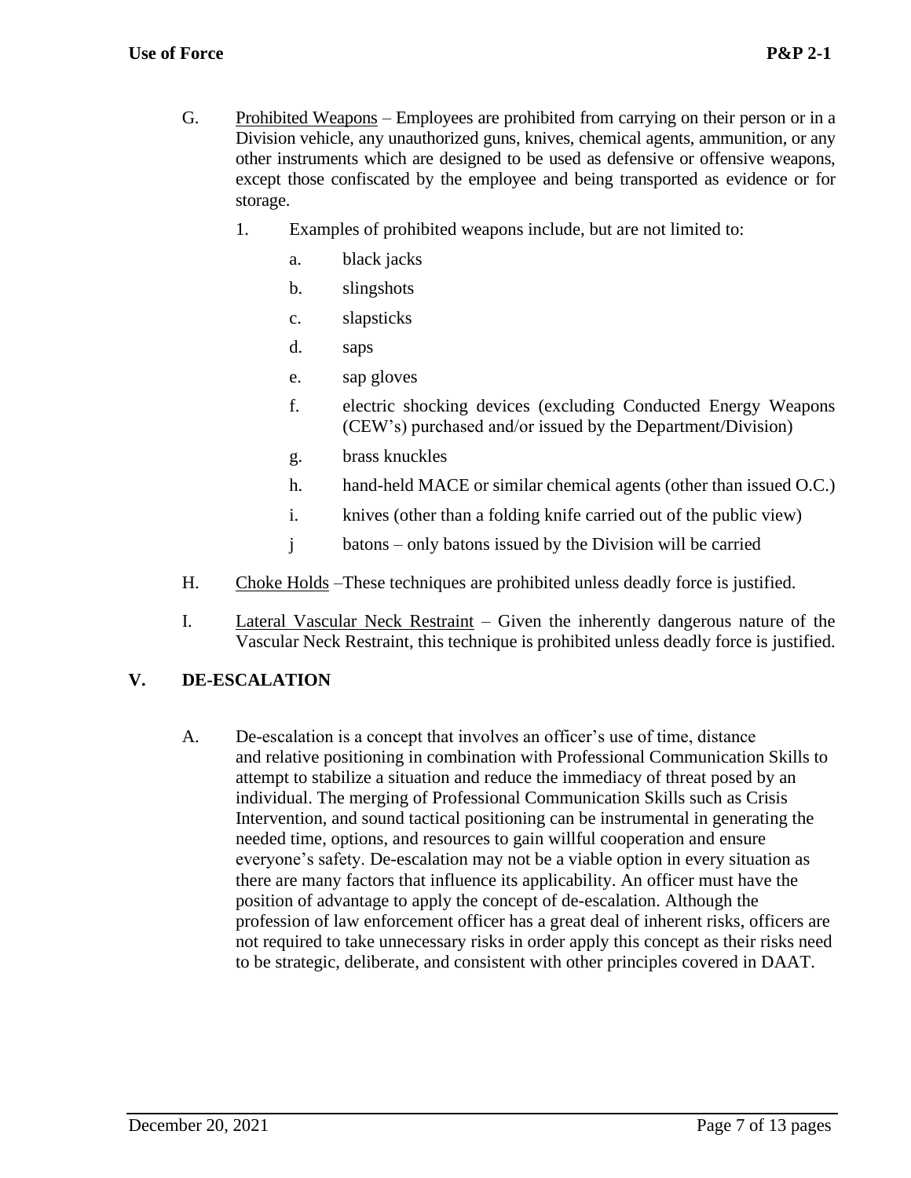G. Prohibited Weapons – Employees are prohibited from carrying on their person or in a Division vehicle, any unauthorized guns, knives, chemical agents, ammunition, or any other instruments which are designed to be used as defensive or offensive weapons, except those confiscated by the employee and being transported as evidence or for storage.

1. Examples of prohibited weapons include, but are not limited to:

   a. black jacks

   b. slingshots

   c. slapsticks

   d. saps

   e. sap gloves

   f. electric shocking devices (excluding Conducted Energy Weapons (CEW's) purchased and/or issued by the Department/Division)

   g. brass knuckles

   h. hand-held MACE or similar chemical agents (other than issued O.C.)

   i. knives (other than a folding knife carried out of the public view)

   j batons – only batons issued by the Division will be carried

H. Choke Holds –These techniques are prohibited unless deadly force is justified.

I. Lateral Vascular Neck Restraint – Given the inherently dangerous nature of the Vascular Neck Restraint, this technique is prohibited unless deadly force is justified.

## V. DE-ESCALATION

A. De-escalation is a concept that involves an officer's use of time, distance and relative positioning in combination with Professional Communication Skills to attempt to stabilize a situation and reduce the immediacy of threat posed by an individual. The merging of Professional Communication Skills such as Crisis Intervention, and sound tactical positioning can be instrumental in generating the needed time, options, and resources to gain willful cooperation and ensure everyone's safety. De-escalation may not be a viable option in every situation as there are many factors that influence its applicability. An officer must have the position of advantage to apply the concept of de-escalation. Although the profession of law enforcement officer has a great deal of inherent risks, officers are not required to take unnecessary risks in order apply this concept as their risks need to be strategic, deliberate, and consistent with other principles covered in DAAT.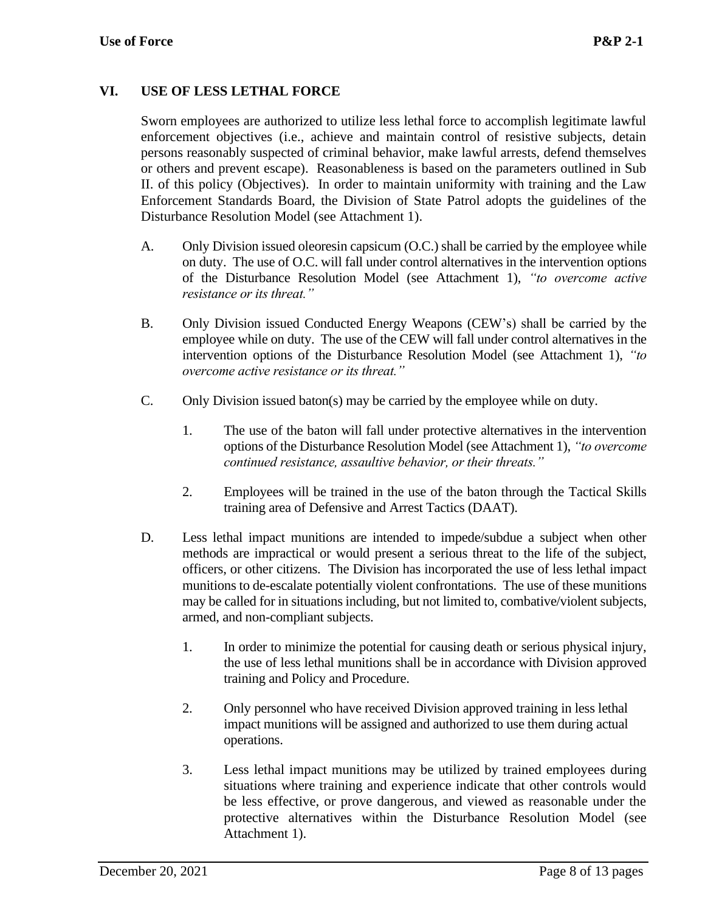## VI. USE OF LESS LETHAL FORCE

Sworn employees are authorized to utilize less lethal force to accomplish legitimate lawful enforcement objectives (i.e., achieve and maintain control of resistive subjects, detain persons reasonably suspected of criminal behavior, make lawful arrests, defend themselves or others and prevent escape). Reasonableness is based on the parameters outlined in Sub II. of this policy (Objectives). In order to maintain uniformity with training and the Law Enforcement Standards Board, the Division of State Patrol adopts the guidelines of the Disturbance Resolution Model (see Attachment 1).

A. Only Division issued oleoresin capsicum (O.C.) shall be carried by the employee while on duty. The use of O.C. will fall under control alternatives in the intervention options of the Disturbance Resolution Model (see Attachment 1), *"to overcome active resistance or its threat."*

B. Only Division issued Conducted Energy Weapons (CEW's) shall be carried by the employee while on duty. The use of the CEW will fall under control alternatives in the intervention options of the Disturbance Resolution Model (see Attachment 1), *"to overcome active resistance or its threat."*

C. Only Division issued baton(s) may be carried by the employee while on duty.

1. The use of the baton will fall under protective alternatives in the intervention options of the Disturbance Resolution Model (see Attachment 1), *"to overcome continued resistance, assaultive behavior, or their threats."*

2. Employees will be trained in the use of the baton through the Tactical Skills training area of Defensive and Arrest Tactics (DAAT).

D. Less lethal impact munitions are intended to impede/subdue a subject when other methods are impractical or would present a serious threat to the life of the subject, officers, or other citizens. The Division has incorporated the use of less lethal impact munitions to de-escalate potentially violent confrontations. The use of these munitions may be called for in situations including, but not limited to, combative/violent subjects, armed, and non-compliant subjects.

1. In order to minimize the potential for causing death or serious physical injury, the use of less lethal munitions shall be in accordance with Division approved training and Policy and Procedure.

2. Only personnel who have received Division approved training in less lethal impact munitions will be assigned and authorized to use them during actual operations.

3. Less lethal impact munitions may be utilized by trained employees during situations where training and experience indicate that other controls would be less effective, or prove dangerous, and viewed as reasonable under the protective alternatives within the Disturbance Resolution Model (see Attachment 1).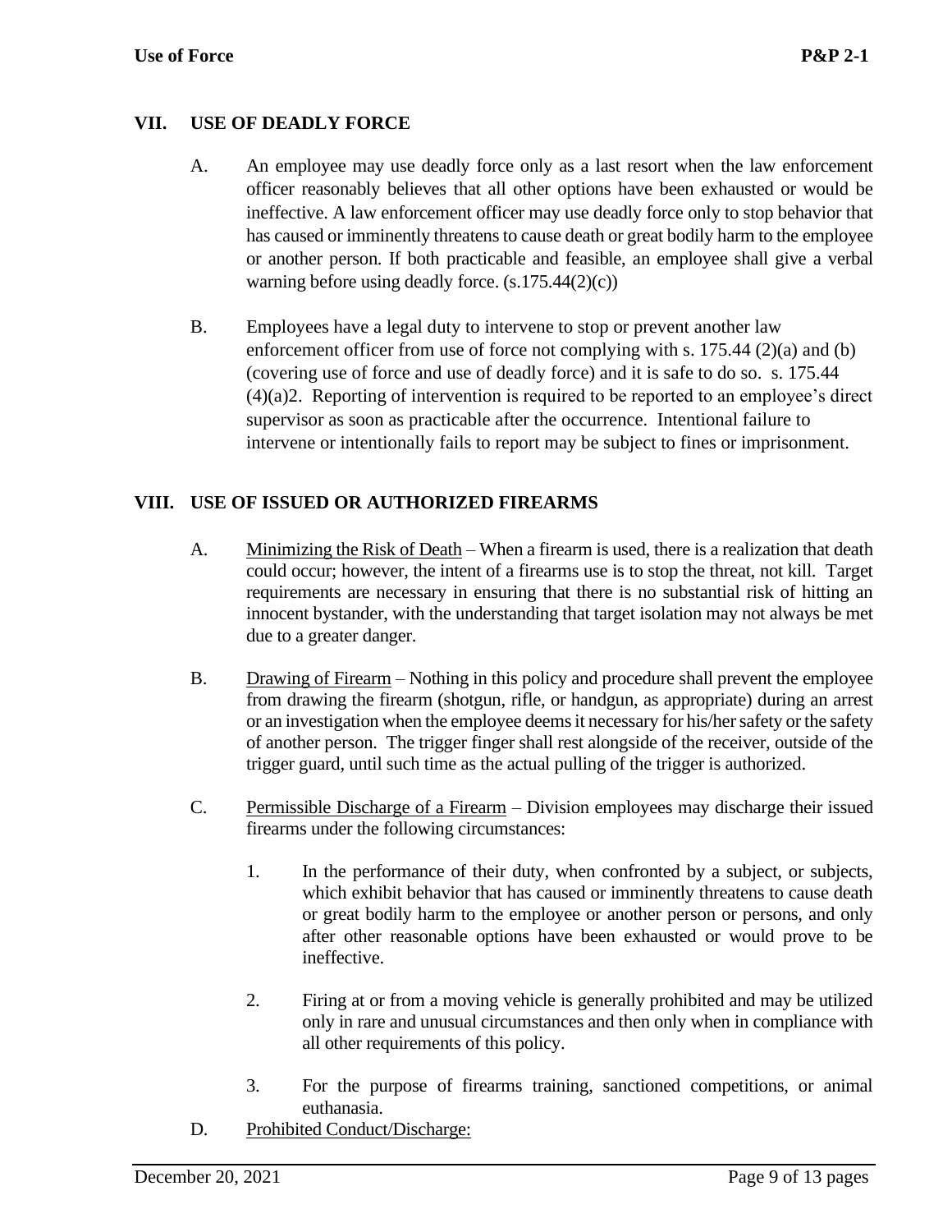## VII. USE OF DEADLY FORCE

A. An employee may use deadly force only as a last resort when the law enforcement officer reasonably believes that all other options have been exhausted or would be ineffective. A law enforcement officer may use deadly force only to stop behavior that has caused or imminently threatens to cause death or great bodily harm to the employee or another person. If both practicable and feasible, an employee shall give a verbal warning before using deadly force. (s.175.44(2)(c))

B. Employees have a legal duty to intervene to stop or prevent another law enforcement officer from use of force not complying with s. 175.44 (2)(a) and (b) (covering use of force and use of deadly force) and it is safe to do so. s. 175.44 (4)(a)2. Reporting of intervention is required to be reported to an employee's direct supervisor as soon as practicable after the occurrence. Intentional failure to intervene or intentionally fails to report may be subject to fines or imprisonment.

## VIII. USE OF ISSUED OR AUTHORIZED FIREARMS

A. Minimizing the Risk of Death – When a firearm is used, there is a realization that death could occur; however, the intent of a firearms use is to stop the threat, not kill. Target requirements are necessary in ensuring that there is no substantial risk of hitting an innocent bystander, with the understanding that target isolation may not always be met due to a greater danger.

B. Drawing of Firearm – Nothing in this policy and procedure shall prevent the employee from drawing the firearm (shotgun, rifle, or handgun, as appropriate) during an arrest or an investigation when the employee deems it necessary for his/her safety or the safety of another person. The trigger finger shall rest alongside of the receiver, outside of the trigger guard, until such time as the actual pulling of the trigger is authorized.

C. Permissible Discharge of a Firearm – Division employees may discharge their issued firearms under the following circumstances:

1. In the performance of their duty, when confronted by a subject, or subjects, which exhibit behavior that has caused or imminently threatens to cause death or great bodily harm to the employee or another person or persons, and only after other reasonable options have been exhausted or would prove to be ineffective.

2. Firing at or from a moving vehicle is generally prohibited and may be utilized only in rare and unusual circumstances and then only when in compliance with all other requirements of this policy.

3. For the purpose of firearms training, sanctioned competitions, or animal euthanasia.

D. Prohibited Conduct/Discharge: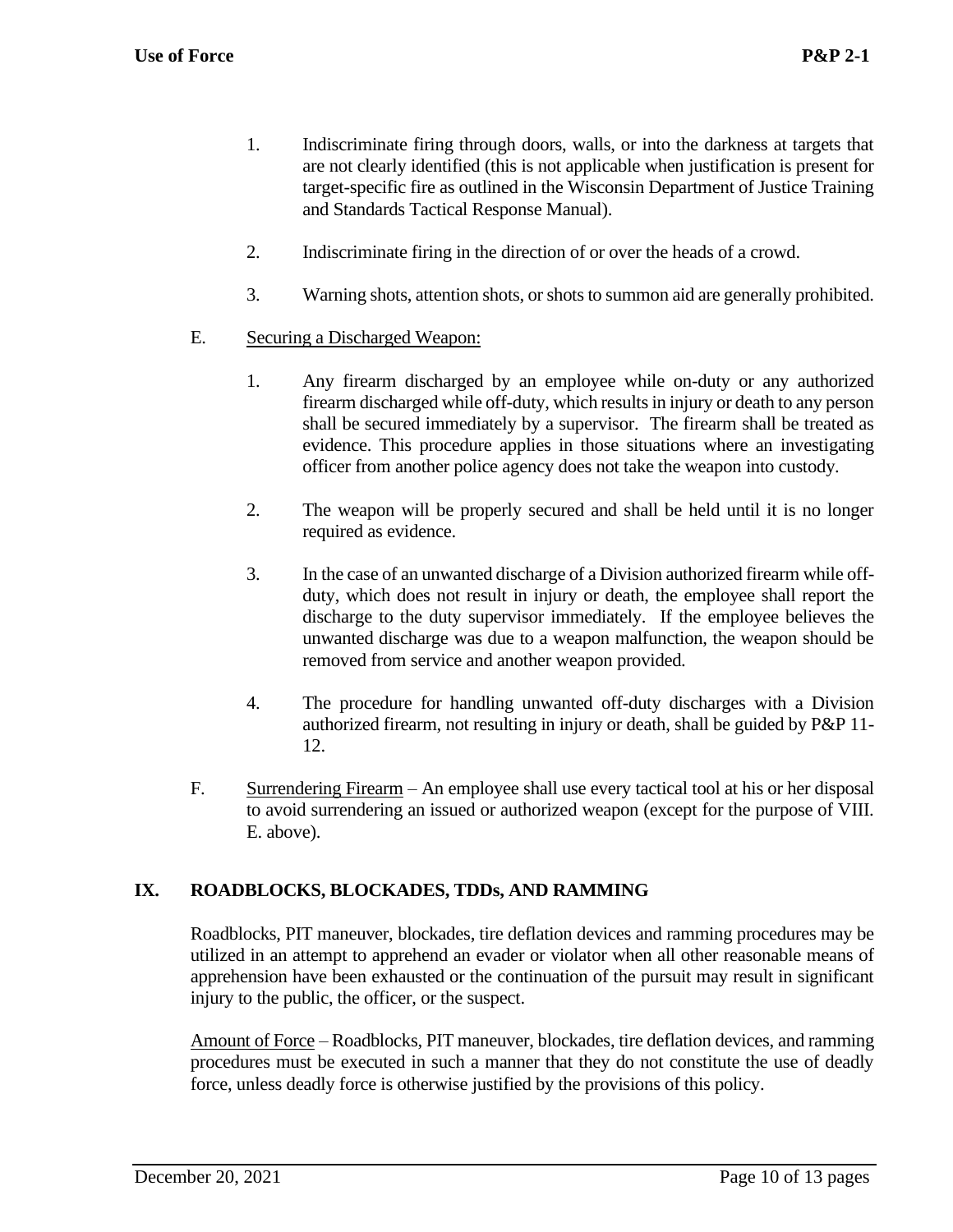1. Indiscriminate firing through doors, walls, or into the darkness at targets that are not clearly identified (this is not applicable when justification is present for target-specific fire as outlined in the Wisconsin Department of Justice Training and Standards Tactical Response Manual).

2. Indiscriminate firing in the direction of or over the heads of a crowd.

3. Warning shots, attention shots, or shots to summon aid are generally prohibited.

E. Securing a Discharged Weapon:

1. Any firearm discharged by an employee while on-duty or any authorized firearm discharged while off-duty, which results in injury or death to any person shall be secured immediately by a supervisor. The firearm shall be treated as evidence. This procedure applies in those situations where an investigating officer from another police agency does not take the weapon into custody.

2. The weapon will be properly secured and shall be held until it is no longer required as evidence.

3. In the case of an unwanted discharge of a Division authorized firearm while off-duty, which does not result in injury or death, the employee shall report the discharge to the duty supervisor immediately. If the employee believes the unwanted discharge was due to a weapon malfunction, the weapon should be removed from service and another weapon provided.

4. The procedure for handling unwanted off-duty discharges with a Division authorized firearm, not resulting in injury or death, shall be guided by P&P 11-12.

F. Surrendering Firearm – An employee shall use every tactical tool at his or her disposal to avoid surrendering an issued or authorized weapon (except for the purpose of VIII. E. above).

## IX. ROADBLOCKS, BLOCKADES, TDDs, AND RAMMING

Roadblocks, PIT maneuver, blockades, tire deflation devices and ramming procedures may be utilized in an attempt to apprehend an evader or violator when all other reasonable means of apprehension have been exhausted or the continuation of the pursuit may result in significant injury to the public, the officer, or the suspect.

Amount of Force – Roadblocks, PIT maneuver, blockades, tire deflation devices, and ramming procedures must be executed in such a manner that they do not constitute the use of deadly force, unless deadly force is otherwise justified by the provisions of this policy.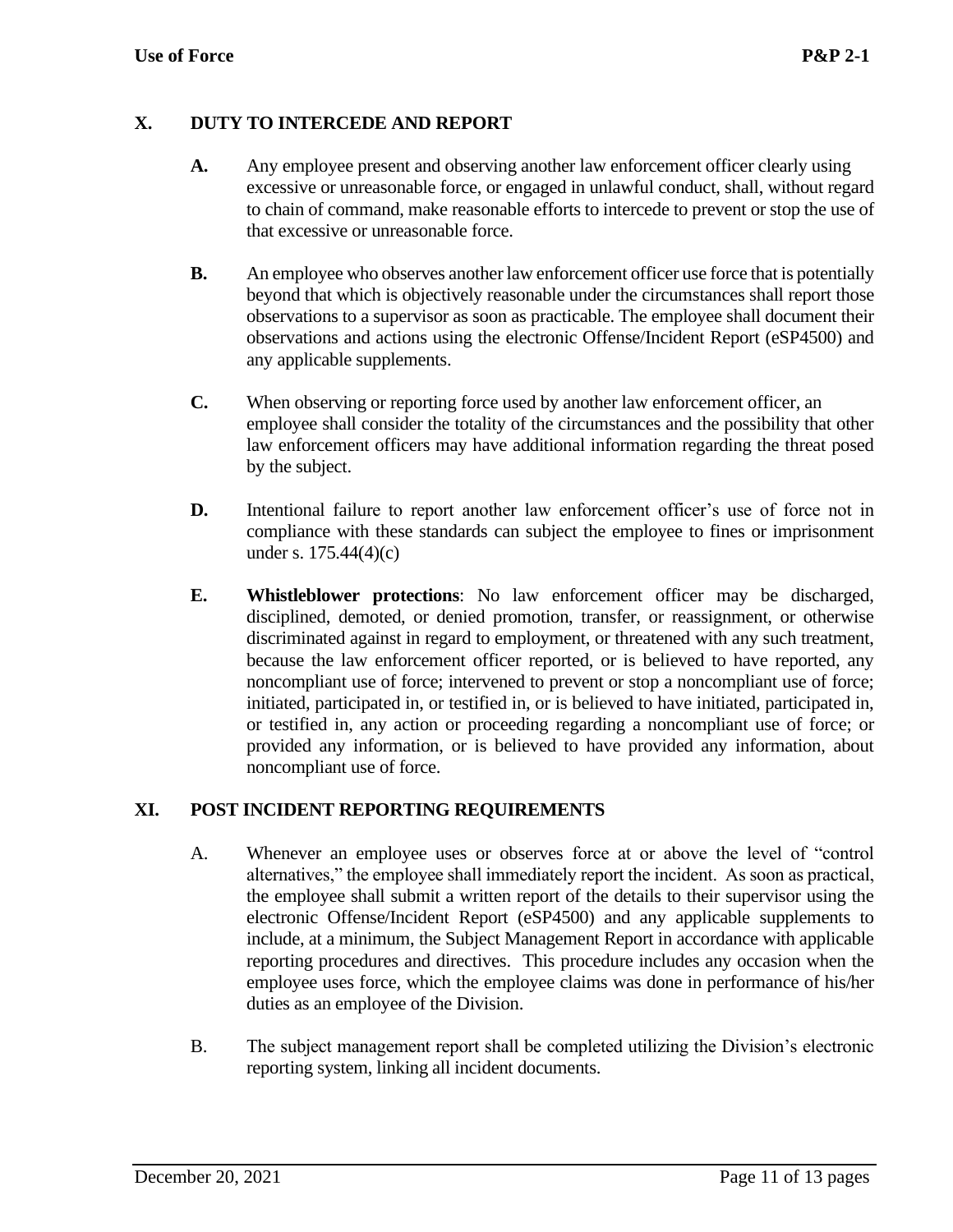## X. DUTY TO INTERCEDE AND REPORT

**A.** Any employee present and observing another law enforcement officer clearly using excessive or unreasonable force, or engaged in unlawful conduct, shall, without regard to chain of command, make reasonable efforts to intercede to prevent or stop the use of that excessive or unreasonable force.

**B.** An employee who observes another law enforcement officer use force that is potentially beyond that which is objectively reasonable under the circumstances shall report those observations to a supervisor as soon as practicable. The employee shall document their observations and actions using the electronic Offense/Incident Report (eSP4500) and any applicable supplements.

**C.** When observing or reporting force used by another law enforcement officer, an employee shall consider the totality of the circumstances and the possibility that other law enforcement officers may have additional information regarding the threat posed by the subject.

**D.** Intentional failure to report another law enforcement officer's use of force not in compliance with these standards can subject the employee to fines or imprisonment under s. 175.44(4)(c)

**E.** **Whistleblower protections**: No law enforcement officer may be discharged, disciplined, demoted, or denied promotion, transfer, or reassignment, or otherwise discriminated against in regard to employment, or threatened with any such treatment, because the law enforcement officer reported, or is believed to have reported, any noncompliant use of force; intervened to prevent or stop a noncompliant use of force; initiated, participated in, or testified in, or is believed to have initiated, participated in, or testified in, any action or proceeding regarding a noncompliant use of force; or provided any information, or is believed to have provided any information, about noncompliant use of force.

## XI. POST INCIDENT REPORTING REQUIREMENTS

A. Whenever an employee uses or observes force at or above the level of "control alternatives," the employee shall immediately report the incident. As soon as practical, the employee shall submit a written report of the details to their supervisor using the electronic Offense/Incident Report (eSP4500) and any applicable supplements to include, at a minimum, the Subject Management Report in accordance with applicable reporting procedures and directives. This procedure includes any occasion when the employee uses force, which the employee claims was done in performance of his/her duties as an employee of the Division.

B. The subject management report shall be completed utilizing the Division's electronic reporting system, linking all incident documents.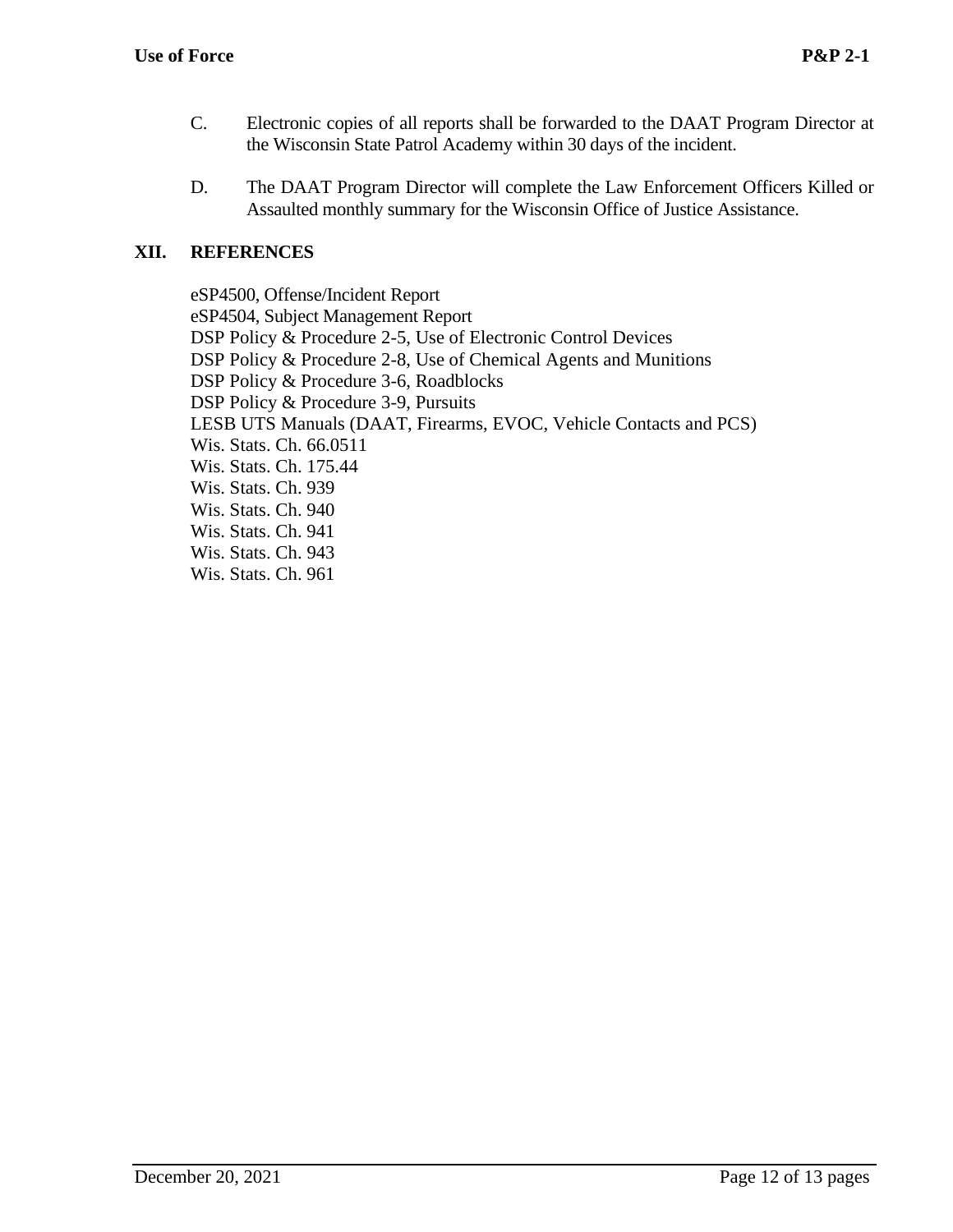C. Electronic copies of all reports shall be forwarded to the DAAT Program Director at the Wisconsin State Patrol Academy within 30 days of the incident.

D. The DAAT Program Director will complete the Law Enforcement Officers Killed or Assaulted monthly summary for the Wisconsin Office of Justice Assistance.

## XII. REFERENCES

eSP4500, Offense/Incident Report
eSP4504, Subject Management Report
DSP Policy & Procedure 2-5, Use of Electronic Control Devices
DSP Policy & Procedure 2-8, Use of Chemical Agents and Munitions
DSP Policy & Procedure 3-6, Roadblocks
DSP Policy & Procedure 3-9, Pursuits
LESB UTS Manuals (DAAT, Firearms, EVOC, Vehicle Contacts and PCS)
Wis. Stats. Ch. 66.0511
Wis. Stats. Ch. 175.44
Wis. Stats. Ch. 939
Wis. Stats. Ch. 940
Wis. Stats. Ch. 941
Wis. Stats. Ch. 943
Wis. Stats. Ch. 961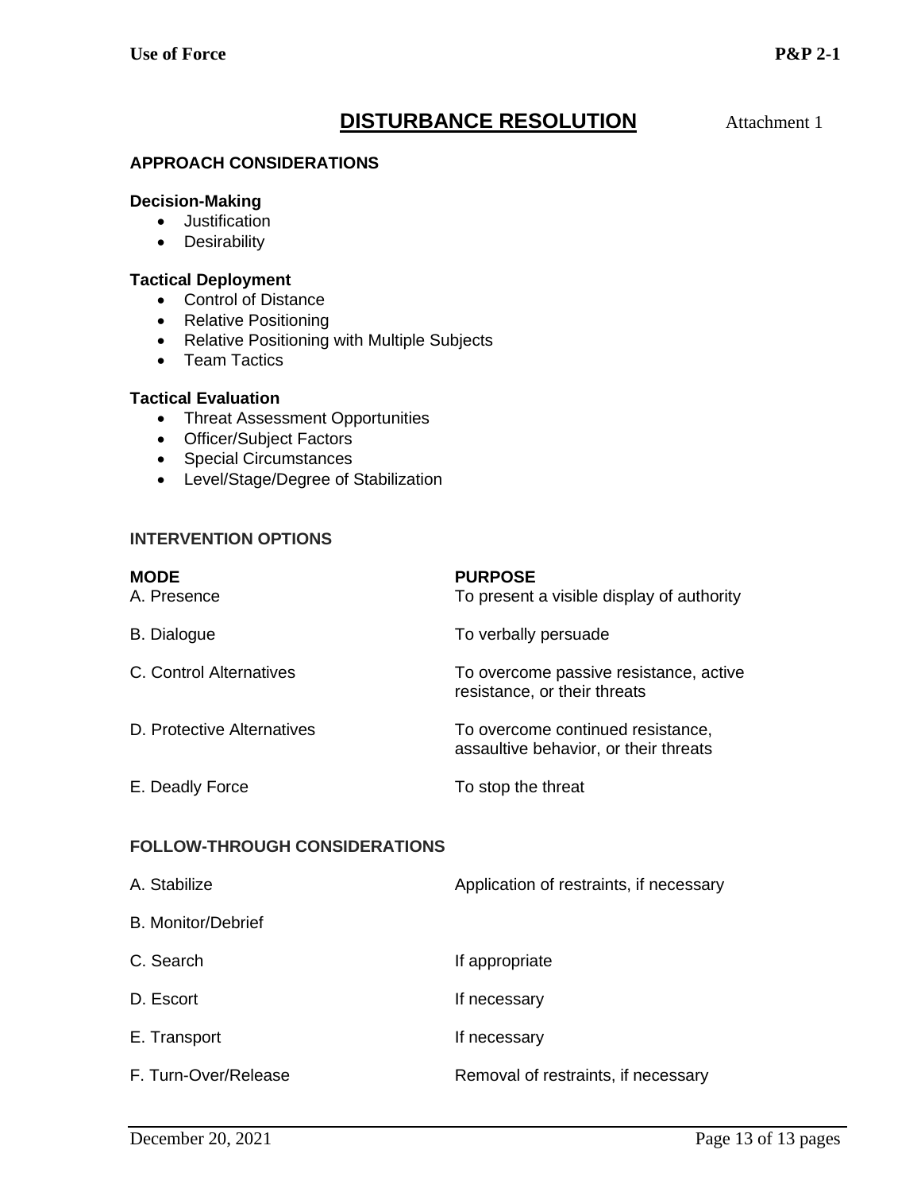# DISTURBANCE RESOLUTION

Attachment 1

## APPROACH CONSIDERATIONS

**Decision-Making**

- Justification
- Desirability

**Tactical Deployment**

- Control of Distance
- Relative Positioning
- Relative Positioning with Multiple Subjects
- Team Tactics

**Tactical Evaluation**

- Threat Assessment Opportunities
- Officer/Subject Factors
- Special Circumstances
- Level/Stage/Degree of Stabilization

## INTERVENTION OPTIONS

| MODE | PURPOSE |
| --- | --- |
| A. Presence | To present a visible display of authority |
| B. Dialogue | To verbally persuade |
| C. Control Alternatives | To overcome passive resistance, active resistance, or their threats |
| D. Protective Alternatives | To overcome continued resistance, assaultive behavior, or their threats |
| E. Deadly Force | To stop the threat |

## FOLLOW-THROUGH CONSIDERATIONS

| | |
| --- | --- |
| A. Stabilize | Application of restraints, if necessary |
| B. Monitor/Debrief | |
| C. Search | If appropriate |
| D. Escort | If necessary |
| E. Transport | If necessary |
| F. Turn-Over/Release | Removal of restraints, if necessary |